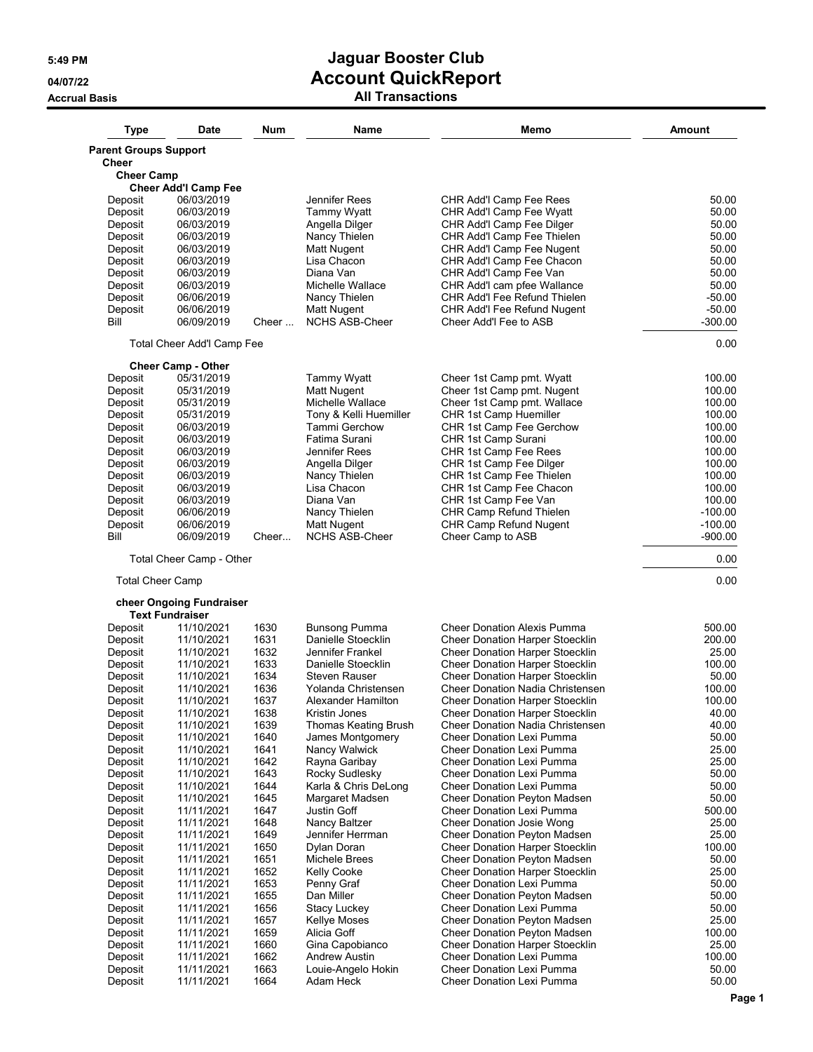# Jaguar Booster Club

## Account QuickReport

### All Transactions

5:49 PM
04/07/22
Accrual Basis

| Type | Date | Num | Name | Memo | Amount |
|---|---|---|---|---|---|
| **Parent Groups Support** | | | | | |
| **Cheer** | | | | | |
| **Cheer Camp** | | | | | |
| **Cheer Add'l Camp Fee** | | | | | |
| Deposit | 06/03/2019 | | Jennifer Rees | CHR Add'l Camp Fee Rees | 50.00 |
| Deposit | 06/03/2019 | | Tammy Wyatt | CHR Add'l Camp Fee Wyatt | 50.00 |
| Deposit | 06/03/2019 | | Angella Dilger | CHR Add'l Camp Fee Dilger | 50.00 |
| Deposit | 06/03/2019 | | Nancy Thielen | CHR Add'l Camp Fee Thielen | 50.00 |
| Deposit | 06/03/2019 | | Matt Nugent | CHR Add'l Camp Fee Nugent | 50.00 |
| Deposit | 06/03/2019 | | Lisa Chacon | CHR Add'l Camp Fee Chacon | 50.00 |
| Deposit | 06/03/2019 | | Diana Van | CHR Add'l Camp Fee Van | 50.00 |
| Deposit | 06/03/2019 | | Michelle Wallace | CHR Add'l cam pfee Wallace | 50.00 |
| Deposit | 06/06/2019 | | Nancy Thielen | CHR Add'l Fee Refund Thielen | -50.00 |
| Deposit | 06/06/2019 | | Matt Nugent | CHR Add'l Fee Refund Nugent | -50.00 |
| Bill | 06/09/2019 | Cheer ... | NCHS ASB-Cheer | Cheer Add'l Fee to ASB | -300.00 |
| Total Cheer Add'l Camp Fee | | | | | 0.00 |
| **Cheer Camp - Other** | | | | | |
| Deposit | 05/31/2019 | | Tammy Wyatt | Cheer 1st Camp pmt. Wyatt | 100.00 |
| Deposit | 05/31/2019 | | Matt Nugent | Cheer 1st Camp pmt. Nugent | 100.00 |
| Deposit | 05/31/2019 | | Michelle Wallace | Cheer 1st Camp pmt. Wallace | 100.00 |
| Deposit | 05/31/2019 | | Tony & Kelli Huemiller | CHR 1st Camp Huemiller | 100.00 |
| Deposit | 06/03/2019 | | Tammi Gerchow | CHR 1st Camp Fee Gerchow | 100.00 |
| Deposit | 06/03/2019 | | Fatima Surani | CHR 1st Camp Surani | 100.00 |
| Deposit | 06/03/2019 | | Jennifer Rees | CHR 1st Camp Fee Rees | 100.00 |
| Deposit | 06/03/2019 | | Angella Dilger | CHR 1st Camp Fee Dilger | 100.00 |
| Deposit | 06/03/2019 | | Nancy Thielen | CHR 1st Camp Fee Thielen | 100.00 |
| Deposit | 06/03/2019 | | Lisa Chacon | CHR 1st Camp Fee Chacon | 100.00 |
| Deposit | 06/03/2019 | | Diana Van | CHR 1st Camp Fee Van | 100.00 |
| Deposit | 06/06/2019 | | Nancy Thielen | CHR Camp Refund Thielen | -100.00 |
| Deposit | 06/06/2019 | | Matt Nugent | CHR Camp Refund Nugent | -100.00 |
| Bill | 06/09/2019 | Cheer... | NCHS ASB-Cheer | Cheer Camp to ASB | -900.00 |
| Total Cheer Camp - Other | | | | | 0.00 |
| Total Cheer Camp | | | | | 0.00 |
| **cheer Ongoing Fundraiser** | | | | | |
| **Text Fundraiser** | | | | | |
| Deposit | 11/10/2021 | 1630 | Bunsong Pumma | Cheer Donation Alexis Pumma | 500.00 |
| Deposit | 11/10/2021 | 1631 | Danielle Stoecklin | Cheer Donation Harper Stoecklin | 200.00 |
| Deposit | 11/10/2021 | 1632 | Jennifer Frankel | Cheer Donation Harper Stoecklin | 25.00 |
| Deposit | 11/10/2021 | 1633 | Danielle Stoecklin | Cheer Donation Harper Stoecklin | 100.00 |
| Deposit | 11/10/2021 | 1634 | Steven Rauser | Cheer Donation Harper Stoecklin | 50.00 |
| Deposit | 11/10/2021 | 1636 | Yolanda Christensen | Cheer Donation Nadia Christensen | 100.00 |
| Deposit | 11/10/2021 | 1637 | Alexander Hamilton | Cheer Donation Harper Stoecklin | 100.00 |
| Deposit | 11/10/2021 | 1638 | Kristin Jones | Cheer Donation Harper Stoecklin | 40.00 |
| Deposit | 11/10/2021 | 1639 | Thomas Keating Brush | Cheer Donation Nadia Christensen | 40.00 |
| Deposit | 11/10/2021 | 1640 | James Montgomery | Cheer Donation Lexi Pumma | 50.00 |
| Deposit | 11/10/2021 | 1641 | Nancy Walwick | Cheer Donation Lexi Pumma | 25.00 |
| Deposit | 11/10/2021 | 1642 | Rayna Garibay | Cheer Donation Lexi Pumma | 25.00 |
| Deposit | 11/10/2021 | 1643 | Rocky Sudlesky | Cheer Donation Lexi Pumma | 50.00 |
| Deposit | 11/10/2021 | 1644 | Karla & Chris DeLong | Cheer Donation Lexi Pumma | 50.00 |
| Deposit | 11/10/2021 | 1645 | Margaret Madsen | Cheer Donation Peyton Madsen | 50.00 |
| Deposit | 11/11/2021 | 1647 | Justin Goff | Cheer Donation Lexi Pumma | 500.00 |
| Deposit | 11/11/2021 | 1648 | Nancy Baltzer | Cheer Donation Josie Wong | 25.00 |
| Deposit | 11/11/2021 | 1649 | Jennifer Herrman | Cheer Donation Peyton Madsen | 25.00 |
| Deposit | 11/11/2021 | 1650 | Dylan Doran | Cheer Donation Harper Stoecklin | 100.00 |
| Deposit | 11/11/2021 | 1651 | Michele Brees | Cheer Donation Peyton Madsen | 50.00 |
| Deposit | 11/11/2021 | 1652 | Kelly Cooke | Cheer Donation Harper Stoecklin | 25.00 |
| Deposit | 11/11/2021 | 1653 | Penny Graf | Cheer Donation Lexi Pumma | 50.00 |
| Deposit | 11/11/2021 | 1655 | Dan Miller | Cheer Donation Peyton Madsen | 50.00 |
| Deposit | 11/11/2021 | 1656 | Stacy Luckey | Cheer Donation Lexi Pumma | 50.00 |
| Deposit | 11/11/2021 | 1657 | Kellye Moses | Cheer Donation Peyton Madsen | 25.00 |
| Deposit | 11/11/2021 | 1659 | Alicia Goff | Cheer Donation Peyton Madsen | 100.00 |
| Deposit | 11/11/2021 | 1660 | Gina Capobianco | Cheer Donation Harper Stoecklin | 25.00 |
| Deposit | 11/11/2021 | 1662 | Andrew Austin | Cheer Donation Lexi Pumma | 100.00 |
| Deposit | 11/11/2021 | 1663 | Louie-Angelo Hokin | Cheer Donation Lexi Pumma | 50.00 |
| Deposit | 11/11/2021 | 1664 | Adam Heck | Cheer Donation Lexi Pumma | 50.00 |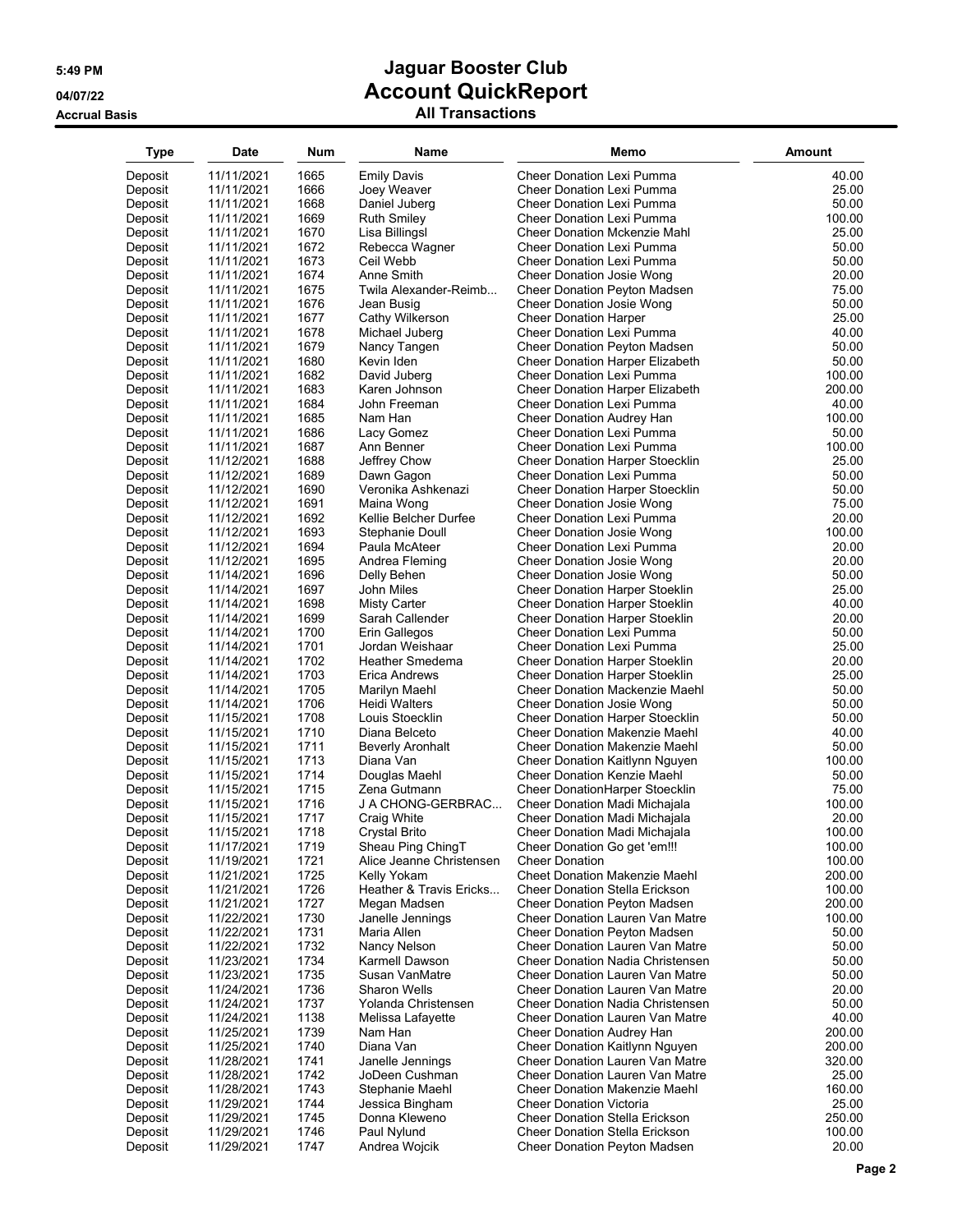# Jaguar Booster Club
## Account QuickReport
### All Transactions

Accrual Basis

| Type | Date | Num | Name | Memo | Amount |
|---|---|---|---|---|---|
| Deposit | 11/11/2021 | 1665 | Emily Davis | Cheer Donation Lexi Pumma | 40.00 |
| Deposit | 11/11/2021 | 1666 | Joey Weaver | Cheer Donation Lexi Pumma | 25.00 |
| Deposit | 11/11/2021 | 1668 | Daniel Juberg | Cheer Donation Lexi Pumma | 50.00 |
| Deposit | 11/11/2021 | 1669 | Ruth Smiley | Cheer Donation Lexi Pumma | 100.00 |
| Deposit | 11/11/2021 | 1670 | Lisa Billingsl | Cheer Donation Mckenzie Mahl | 25.00 |
| Deposit | 11/11/2021 | 1672 | Rebecca Wagner | Cheer Donation Lexi Pumma | 50.00 |
| Deposit | 11/11/2021 | 1673 | Ceil Webb | Cheer Donation Lexi Pumma | 50.00 |
| Deposit | 11/11/2021 | 1674 | Anne Smith | Cheer Donation Josie Wong | 20.00 |
| Deposit | 11/11/2021 | 1675 | Twila Alexander-Reimb... | Cheer Donation Peyton Madsen | 75.00 |
| Deposit | 11/11/2021 | 1676 | Jean Busig | Cheer Donation Josie Wong | 50.00 |
| Deposit | 11/11/2021 | 1677 | Cathy Wilkerson | Cheer Donation Harper | 25.00 |
| Deposit | 11/11/2021 | 1678 | Michael Juberg | Cheer Donation Lexi Pumma | 40.00 |
| Deposit | 11/11/2021 | 1679 | Nancy Tangen | Cheer Donation Peyton Madsen | 50.00 |
| Deposit | 11/11/2021 | 1680 | Kevin Iden | Cheer Donation Harper Elizabeth | 50.00 |
| Deposit | 11/11/2021 | 1682 | David Juberg | Cheer Donation Lexi Pumma | 100.00 |
| Deposit | 11/11/2021 | 1683 | Karen Johnson | Cheer Donation Harper Elizabeth | 200.00 |
| Deposit | 11/11/2021 | 1684 | John Freeman | Cheer Donation Lexi Pumma | 40.00 |
| Deposit | 11/11/2021 | 1685 | Nam Han | Cheer Donation Audrey Han | 100.00 |
| Deposit | 11/11/2021 | 1686 | Lacy Gomez | Cheer Donation Lexi Pumma | 50.00 |
| Deposit | 11/11/2021 | 1687 | Ann Benner | Cheer Donation Lexi Pumma | 100.00 |
| Deposit | 11/12/2021 | 1688 | Jeffrey Chow | Cheer Donation Harper Stoecklin | 25.00 |
| Deposit | 11/12/2021 | 1689 | Dawn Gagon | Cheer Donation Lexi Pumma | 50.00 |
| Deposit | 11/12/2021 | 1690 | Veronika Ashkenazi | Cheer Donation Harper Stoecklin | 50.00 |
| Deposit | 11/12/2021 | 1691 | Maina Wong | Cheer Donation Josie Wong | 75.00 |
| Deposit | 11/12/2021 | 1692 | Kellie Belcher Durfee | Cheer Donation Lexi Pumma | 20.00 |
| Deposit | 11/12/2021 | 1693 | Stephanie Doull | Cheer Donation Josie Wong | 100.00 |
| Deposit | 11/12/2021 | 1694 | Paula McAteer | Cheer Donation Lexi Pumma | 20.00 |
| Deposit | 11/12/2021 | 1695 | Andrea Fleming | Cheer Donation Josie Wong | 20.00 |
| Deposit | 11/14/2021 | 1696 | Delly Behen | Cheer Donation Josie Wong | 50.00 |
| Deposit | 11/14/2021 | 1697 | John Miles | Cheer Donation Harper Stoeklin | 25.00 |
| Deposit | 11/14/2021 | 1698 | Misty Carter | Cheer Donation Harper Stoeklin | 40.00 |
| Deposit | 11/14/2021 | 1699 | Sarah Callender | Cheer Donation Harper Stoeklin | 20.00 |
| Deposit | 11/14/2021 | 1700 | Erin Gallegos | Cheer Donation Lexi Pumma | 50.00 |
| Deposit | 11/14/2021 | 1701 | Jordan Weishaar | Cheer Donation Lexi Pumma | 25.00 |
| Deposit | 11/14/2021 | 1702 | Heather Smedema | Cheer Donation Harper Stoeklin | 20.00 |
| Deposit | 11/14/2021 | 1703 | Erica Andrews | Cheer Donation Harper Stoeklin | 25.00 |
| Deposit | 11/14/2021 | 1705 | Marilyn Maehl | Cheer Donation Mackenzie Maehl | 50.00 |
| Deposit | 11/14/2021 | 1706 | Heidi Walters | Cheer Donation Josie Wong | 50.00 |
| Deposit | 11/15/2021 | 1708 | Louis Stoecklin | Cheer Donation Harper Stoecklin | 50.00 |
| Deposit | 11/15/2021 | 1710 | Diana Belceto | Cheer Donation Makenzie Maehl | 40.00 |
| Deposit | 11/15/2021 | 1711 | Beverly Aronhalt | Cheer Donation Makenzie Maehl | 50.00 |
| Deposit | 11/15/2021 | 1713 | Diana Van | Cheer Donation Kaitlynn Nguyen | 100.00 |
| Deposit | 11/15/2021 | 1714 | Douglas Maehl | Cheer Donation Kenzie Maehl | 50.00 |
| Deposit | 11/15/2021 | 1715 | Zena Gutmann | Cheer DonationHarper Stoecklin | 75.00 |
| Deposit | 11/15/2021 | 1716 | J A CHONG-GERBRAC... | Cheer Donation Madi Michajala | 100.00 |
| Deposit | 11/15/2021 | 1717 | Craig White | Cheer Donation Madi Michajala | 20.00 |
| Deposit | 11/15/2021 | 1718 | Crystal Brito | Cheer Donation Madi Michajala | 100.00 |
| Deposit | 11/17/2021 | 1719 | Sheau Ping ChingT | Cheer Donation Go get 'em!!! | 100.00 |
| Deposit | 11/19/2021 | 1721 | Alice Jeanne Christensen | Cheer Donation | 100.00 |
| Deposit | 11/21/2021 | 1725 | Kelly Yokam | Cheet Donation Makenzie Maehl | 200.00 |
| Deposit | 11/21/2021 | 1726 | Heather & Travis Ericks... | Cheer Donation Stella Erickson | 100.00 |
| Deposit | 11/21/2021 | 1727 | Megan Madsen | Cheer Donation Peyton Madsen | 200.00 |
| Deposit | 11/22/2021 | 1730 | Janelle Jennings | Cheer Donation Lauren Van Matre | 100.00 |
| Deposit | 11/22/2021 | 1731 | Maria Allen | Cheer Donation Peyton Madsen | 50.00 |
| Deposit | 11/22/2021 | 1732 | Nancy Nelson | Cheer Donation Lauren Van Matre | 50.00 |
| Deposit | 11/23/2021 | 1734 | Karmell Dawson | Cheer Donation Nadia Christensen | 50.00 |
| Deposit | 11/23/2021 | 1735 | Susan VanMatre | Cheer Donation Lauren Van Matre | 50.00 |
| Deposit | 11/24/2021 | 1736 | Sharon Wells | Cheer Donation Lauren Van Matre | 20.00 |
| Deposit | 11/24/2021 | 1737 | Yolanda Christensen | Cheer Donation Nadia Christensen | 50.00 |
| Deposit | 11/24/2021 | 1138 | Melissa Lafayette | Cheer Donation Lauren Van Matre | 40.00 |
| Deposit | 11/25/2021 | 1739 | Nam Han | Cheer Donation Audrey Han | 200.00 |
| Deposit | 11/25/2021 | 1740 | Diana Van | Cheer Donation Kaitlynn Nguyen | 200.00 |
| Deposit | 11/28/2021 | 1741 | Janelle Jennings | Cheer Donation Lauren Van Matre | 320.00 |
| Deposit | 11/28/2021 | 1742 | JoDeen Cushman | Cheer Donation Lauren Van Matre | 25.00 |
| Deposit | 11/28/2021 | 1743 | Stephanie Maehl | Cheer Donation Makenzie Maehl | 160.00 |
| Deposit | 11/29/2021 | 1744 | Jessica Bingham | Cheer Donation Victoria | 25.00 |
| Deposit | 11/29/2021 | 1745 | Donna Kleweno | Cheer Donation Stella Erickson | 250.00 |
| Deposit | 11/29/2021 | 1746 | Paul Nylund | Cheer Donation Stella Erickson | 100.00 |
| Deposit | 11/29/2021 | 1747 | Andrea Wojcik | Cheer Donation Peyton Madsen | 20.00 |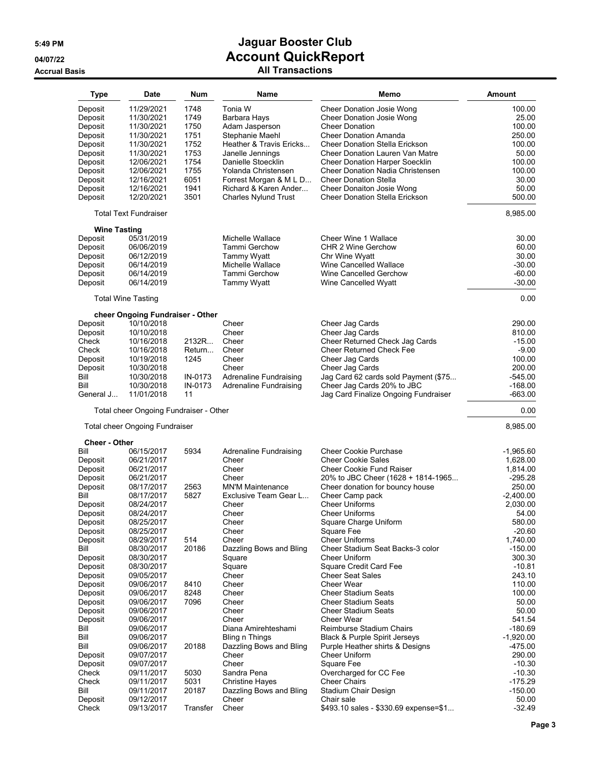# Jaguar Booster Club
## Account QuickReport
### All Transactions

5:49 PM
04/07/22
Accrual Basis

| Type | Date | Num | Name | Memo | Amount |
|---|---|---|---|---|---|
| Deposit | 11/29/2021 | 1748 | Tonia W | Cheer Donation Josie Wong | 100.00 |
| Deposit | 11/30/2021 | 1749 | Barbara Hays | Cheer Donation Josie Wong | 25.00 |
| Deposit | 11/30/2021 | 1750 | Adam Jasperson | Cheer Donation | 100.00 |
| Deposit | 11/30/2021 | 1751 | Stephanie Maehl | Cheer Donation Amanda | 250.00 |
| Deposit | 11/30/2021 | 1752 | Heather & Travis Ericks... | Cheer Donation Stella Erickson | 100.00 |
| Deposit | 11/30/2021 | 1753 | Janelle Jennings | Cheer Donation Lauren Van Matre | 50.00 |
| Deposit | 12/06/2021 | 1754 | Danielle Stoecklin | Cheer Donation Harper Soecklin | 100.00 |
| Deposit | 12/06/2021 | 1755 | Yolanda Christensen | Cheer Donation Nadia Christensen | 100.00 |
| Deposit | 12/16/2021 | 6051 | Forrest Morgan & M L D... | Cheer Donation Stella | 30.00 |
| Deposit | 12/16/2021 | 1941 | Richard & Karen Ander... | Cheer Donaiton Josie Wong | 50.00 |
| Deposit | 12/20/2021 | 3501 | Charles Nylund Trust | Cheer Donation Stella Erickson | 500.00 |
| Total Text Fundraiser | | | | | 8,985.00 |
| **Wine Tasting** | | | | | |
| Deposit | 05/31/2019 | | Michelle Wallace | Cheer Wine 1 Wallace | 30.00 |
| Deposit | 06/06/2019 | | Tammi Gerchow | CHR 2 Wine Gerchow | 60.00 |
| Deposit | 06/12/2019 | | Tammy Wyatt | Chr Wine Wyatt | 30.00 |
| Deposit | 06/14/2019 | | Michelle Wallace | Wine Cancelled Wallace | -30.00 |
| Deposit | 06/14/2019 | | Tammi Gerchow | Wine Cancelled Gerchow | -60.00 |
| Deposit | 06/14/2019 | | Tammy Wyatt | Wine Cancelled Wyatt | -30.00 |
| Total Wine Tasting | | | | | 0.00 |
| **cheer Ongoing Fundraiser - Other** | | | | | |
| Deposit | 10/10/2018 | | Cheer | Cheer Jag Cards | 290.00 |
| Deposit | 10/10/2018 | | Cheer | Cheer Jag Cards | 810.00 |
| Check | 10/16/2018 | 2132R... | Cheer | Cheer Returned Check Jag Cards | -15.00 |
| Check | 10/16/2018 | Return... | Cheer | Cheer Returned Check Fee | -9.00 |
| Deposit | 10/19/2018 | 1245 | Cheer | Cheer Jag Cards | 100.00 |
| Deposit | 10/30/2018 | | Cheer | Cheer Jag Cards | 200.00 |
| Bill | 10/30/2018 | IN-0173 | Adrenaline Fundraising | Jag Card 62 cards sold Payment ($75... | -545.00 |
| Bill | 10/30/2018 | IN-0173 | Adrenaline Fundraising | Cheer Jag Cards 20% to JBC | -168.00 |
| General J... | 11/01/2018 | 11 | | Jag Card Finalize Ongoing Fundraiser | -663.00 |
| Total cheer Ongoing Fundraiser - Other | | | | | 0.00 |
| Total cheer Ongoing Fundraiser | | | | | 8,985.00 |
| **Cheer - Other** | | | | | |
| Bill | 06/15/2017 | 5934 | Adrenaline Fundraising | Cheer Cookie Purchase | -1,965.60 |
| Deposit | 06/21/2017 | | Cheer | Cheer Cookie Sales | 1,628.00 |
| Deposit | 06/21/2017 | | Cheer | Cheer Cookie Fund Raiser | 1,814.00 |
| Deposit | 06/21/2017 | | Cheer | 20% to JBC Cheer (1628 + 1814-1965... | -295.28 |
| Deposit | 08/17/2017 | 2563 | MN'M Maintenance | Cheer donation for bouncy house | 250.00 |
| Bill | 08/17/2017 | 5827 | Exclusive Team Gear L... | Cheer Camp pack | -2,400.00 |
| Deposit | 08/24/2017 | | Cheer | Cheer Uniforms | 2,030.00 |
| Deposit | 08/24/2017 | | Cheer | Cheer Uniforms | 54.00 |
| Deposit | 08/25/2017 | | Cheer | Square Charge Uniform | 580.00 |
| Deposit | 08/25/2017 | | Cheer | Square Fee | -20.60 |
| Deposit | 08/29/2017 | 514 | Cheer | Cheer Uniforms | 1,740.00 |
| Bill | 08/30/2017 | 20186 | Dazzling Bows and Bling | Cheer Stadium Seat Backs-3 color | -150.00 |
| Deposit | 08/30/2017 | | Square | Cheer Uniform | 300.30 |
| Deposit | 08/30/2017 | | Square | Square Credit Card Fee | -10.81 |
| Deposit | 09/05/2017 | | Cheer | Cheer Seat Sales | 243.10 |
| Deposit | 09/06/2017 | 8410 | Cheer | Cheer Wear | 110.00 |
| Deposit | 09/06/2017 | 8248 | Cheer | Cheer Stadium Seats | 100.00 |
| Deposit | 09/06/2017 | 7096 | Cheer | Cheer Stadium Seats | 50.00 |
| Deposit | 09/06/2017 | | Cheer | Cheer Stadium Seats | 50.00 |
| Deposit | 09/06/2017 | | Cheer | Cheer Wear | 541.54 |
| Bill | 09/06/2017 | | Diana Amirehteshami | Reimburse Stadium Chairs | -180.69 |
| Bill | 09/06/2017 | | Bling n Things | Black & Purple Spirit Jerseys | -1,920.00 |
| Bill | 09/06/2017 | 20188 | Dazzling Bows and Bling | Purple Heather shirts & Designs | -475.00 |
| Deposit | 09/07/2017 | | Cheer | Cheer Uniform | 290.00 |
| Deposit | 09/07/2017 | | Cheer | Square Fee | -10.30 |
| Check | 09/11/2017 | 5030 | Sandra Pena | Overcharged for CC Fee | -10.30 |
| Check | 09/11/2017 | 5031 | Christine Hayes | Cheer Chairs | -175.29 |
| Bill | 09/11/2017 | 20187 | Dazzling Bows and Bling | Stadium Chair Design | -150.00 |
| Deposit | 09/12/2017 | | Cheer | Chair sale | 50.00 |
| Check | 09/13/2017 | Transfer | Cheer | $493.10 sales - $330.69 expense=$1... | -32.49 |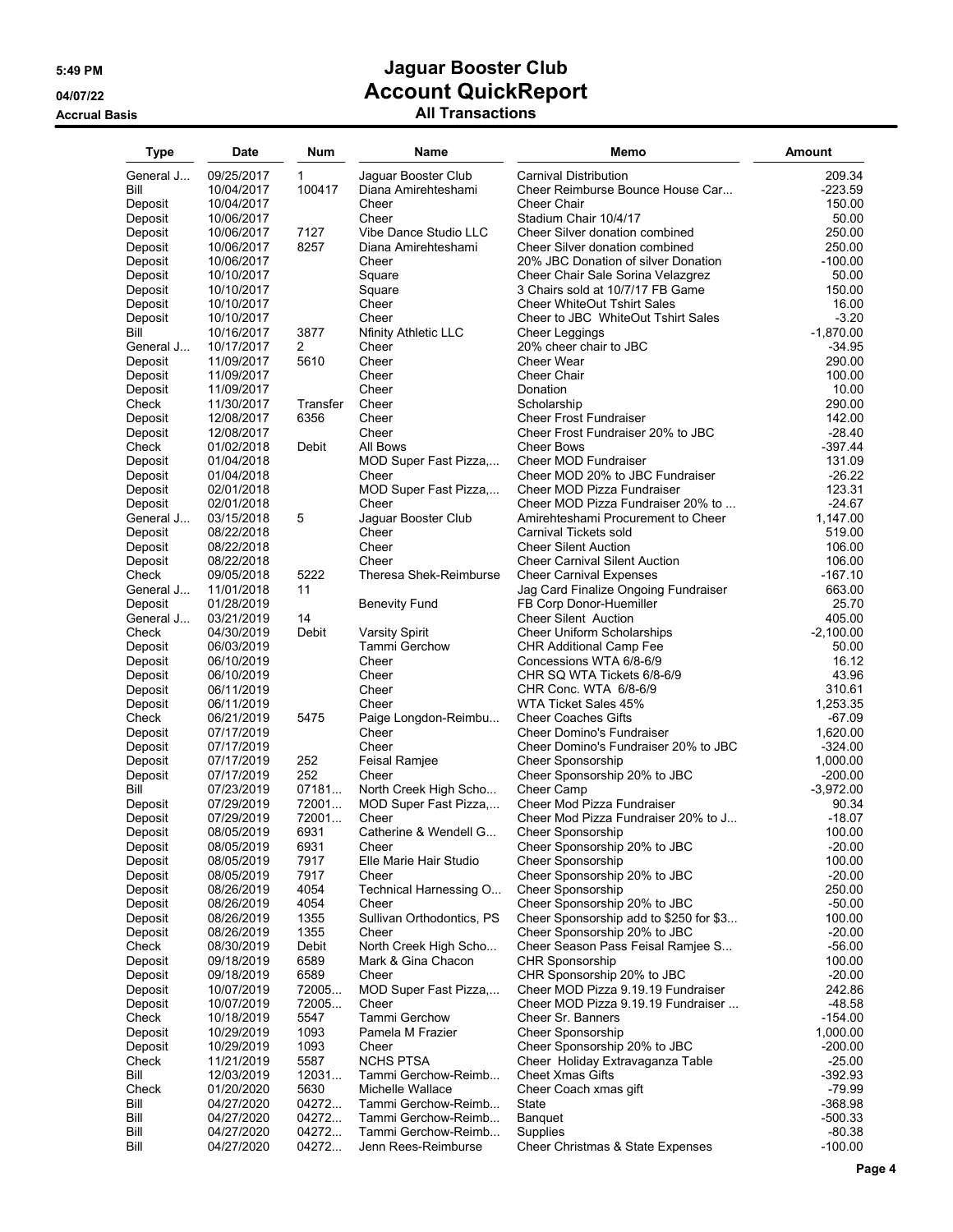# Jaguar Booster Club
## Account QuickReport
### All Transactions

5:49 PM
04/07/22
Accrual Basis

| Type | Date | Num | Name | Memo | Amount |
|---|---|---|---|---|---|
| General J... | 09/25/2017 | 1 | Jaguar Booster Club | Carnival Distribution | 209.34 |
| Bill | 10/04/2017 | 100417 | Diana Amirehteshami | Cheer Reimburse Bounce House Car... | -223.59 |
| Deposit | 10/04/2017 | | Cheer | Cheer Chair | 150.00 |
| Deposit | 10/06/2017 | | Cheer | Stadium Chair 10/4/17 | 50.00 |
| Deposit | 10/06/2017 | 7127 | Vibe Dance Studio LLC | Cheer Silver donation combined | 250.00 |
| Deposit | 10/06/2017 | 8257 | Diana Amirehteshami | Cheer Silver donation combined | 250.00 |
| Deposit | 10/06/2017 | | Cheer | 20% JBC Donation of silver Donation | -100.00 |
| Deposit | 10/10/2017 | | Square | Cheer Chair Sale Sorina Velazgrez | 50.00 |
| Deposit | 10/10/2017 | | Square | 3 Chairs sold at 10/7/17 FB Game | 150.00 |
| Deposit | 10/10/2017 | | Cheer | Cheer WhiteOut Tshirt Sales | 16.00 |
| Deposit | 10/10/2017 | | Cheer | Cheer to JBC WhiteOut Tshirt Sales | -3.20 |
| Bill | 10/16/2017 | 3877 | Nfinity Athletic LLC | Cheer Leggings | -1,870.00 |
| General J... | 10/17/2017 | 2 | Cheer | 20% cheer chair to JBC | -34.95 |
| Deposit | 11/09/2017 | 5610 | Cheer | Cheer Wear | 290.00 |
| Deposit | 11/09/2017 | | Cheer | Cheer Chair | 100.00 |
| Deposit | 11/09/2017 | | Cheer | Donation | 10.00 |
| Check | 11/30/2017 | Transfer | Cheer | Scholarship | 290.00 |
| Deposit | 12/08/2017 | 6356 | Cheer | Cheer Frost Fundraiser | 142.00 |
| Deposit | 12/08/2017 | | Cheer | Cheer Frost Fundraiser 20% to JBC | -28.40 |
| Check | 01/02/2018 | Debit | All Bows | Cheer Bows | -397.44 |
| Deposit | 01/04/2018 | | MOD Super Fast Pizza,... | Cheer MOD Fundraiser | 131.09 |
| Deposit | 01/04/2018 | | Cheer | Cheer MOD 20% to JBC Fundraiser | -26.22 |
| Deposit | 02/01/2018 | | MOD Super Fast Pizza,... | Cheer MOD Pizza Fundraiser | 123.31 |
| Deposit | 02/01/2018 | | Cheer | Cheer MOD Pizza Fundraiser 20% to ... | -24.67 |
| General J... | 03/15/2018 | 5 | Jaguar Booster Club | Amirehteshami Procurement to Cheer | 1,147.00 |
| Deposit | 08/22/2018 | | Cheer | Carnival Tickets sold | 519.00 |
| Deposit | 08/22/2018 | | Cheer | Cheer Silent Auction | 106.00 |
| Deposit | 08/22/2018 | | Cheer | Cheer Carnival Silent Auction | 106.00 |
| Check | 09/05/2018 | 5222 | Theresa Shek-Reimburse | Cheer Carnival Expenses | -167.10 |
| General J... | 11/01/2018 | 11 | | Jag Card Finalize Ongoing Fundraiser | 663.00 |
| Deposit | 01/28/2019 | | Benevity Fund | FB Corp Donor-Huemiller | 25.70 |
| General J... | 03/21/2019 | 14 | | Cheer Silent Auction | 405.00 |
| Check | 04/30/2019 | Debit | Varsity Spirit | Cheer Uniform Scholarships | -2,100.00 |
| Deposit | 06/03/2019 | | Tammi Gerchow | CHR Additional Camp Fee | 50.00 |
| Deposit | 06/10/2019 | | Cheer | Concessions WTA 6/8-6/9 | 16.12 |
| Deposit | 06/10/2019 | | Cheer | CHR SQ WTA Tickets 6/8-6/9 | 43.96 |
| Deposit | 06/11/2019 | | Cheer | CHR Conc. WTA 6/8-6/9 | 310.61 |
| Deposit | 06/11/2019 | | Cheer | WTA Ticket Sales 45% | 1,253.35 |
| Check | 06/21/2019 | 5475 | Paige Longdon-Reimbu... | Cheer Coaches Gifts | -67.09 |
| Deposit | 07/17/2019 | | Cheer | Cheer Domino's Fundraiser | 1,620.00 |
| Deposit | 07/17/2019 | | Cheer | Cheer Domino's Fundraiser 20% to JBC | -324.00 |
| Deposit | 07/17/2019 | 252 | Feisal Ramjee | Cheer Sponsorship | 1,000.00 |
| Deposit | 07/17/2019 | 252 | Cheer | Cheer Sponsorship 20% to JBC | -200.00 |
| Bill | 07/23/2019 | 07181... | North Creek High Scho... | Cheer Camp | -3,972.00 |
| Deposit | 07/29/2019 | 72001... | MOD Super Fast Pizza,... | Cheer Mod Pizza Fundraiser | 90.34 |
| Deposit | 07/29/2019 | 72001... | Cheer | Cheer Mod Pizza Fundraiser 20% to J... | -18.07 |
| Deposit | 08/05/2019 | 6931 | Catherine & Wendell G... | Cheer Sponsorship | 100.00 |
| Deposit | 08/05/2019 | 6931 | Cheer | Cheer Sponsorship 20% to JBC | -20.00 |
| Deposit | 08/05/2019 | 7917 | Elle Marie Hair Studio | Cheer Sponsorship | 100.00 |
| Deposit | 08/05/2019 | 7917 | Cheer | Cheer Sponsorship 20% to JBC | -20.00 |
| Deposit | 08/26/2019 | 4054 | Technical Harnessing O... | Cheer Sponsorship | 250.00 |
| Deposit | 08/26/2019 | 4054 | Cheer | Cheer Sponsorship 20% to JBC | -50.00 |
| Deposit | 08/26/2019 | 1355 | Sullivan Orthodontics, PS | Cheer Sponsorship add to $250 for $3... | 100.00 |
| Deposit | 08/26/2019 | 1355 | Cheer | Cheer Sponsorship 20% to JBC | -20.00 |
| Check | 08/30/2019 | Debit | North Creek High Scho... | Cheer Season Pass Feisal Ramjee S... | -56.00 |
| Deposit | 09/18/2019 | 6589 | Mark & Gina Chacon | CHR Sponsorship | 100.00 |
| Deposit | 09/18/2019 | 6589 | Cheer | CHR Sponsorship 20% to JBC | -20.00 |
| Deposit | 10/07/2019 | 72005... | MOD Super Fast Pizza,... | Cheer MOD Pizza 9.19.19 Fundraiser | 242.86 |
| Deposit | 10/07/2019 | 72005... | Cheer | Cheer MOD Pizza 9.19.19 Fundraiser ... | -48.58 |
| Check | 10/18/2019 | 5547 | Tammi Gerchow | Cheer Sr. Banners | -154.00 |
| Deposit | 10/29/2019 | 1093 | Pamela M Frazier | Cheer Sponsorship | 1,000.00 |
| Deposit | 10/29/2019 | 1093 | Cheer | Cheer Sponsorship 20% to JBC | -200.00 |
| Check | 11/21/2019 | 5587 | NCHS PTSA | Cheer Holiday Extravaganza Table | -25.00 |
| Bill | 12/03/2019 | 12031... | Tammi Gerchow-Reimb... | Cheet Xmas Gifts | -392.93 |
| Check | 01/20/2020 | 5630 | Michelle Wallace | Cheer Coach xmas gift | -79.99 |
| Bill | 04/27/2020 | 04272... | Tammi Gerchow-Reimb... | State | -368.98 |
| Bill | 04/27/2020 | 04272... | Tammi Gerchow-Reimb... | Banquet | -500.33 |
| Bill | 04/27/2020 | 04272... | Tammi Gerchow-Reimb... | Supplies | -80.38 |
| Bill | 04/27/2020 | 04272... | Jenn Rees-Reimburse | Cheer Christmas & State Expenses | -100.00 |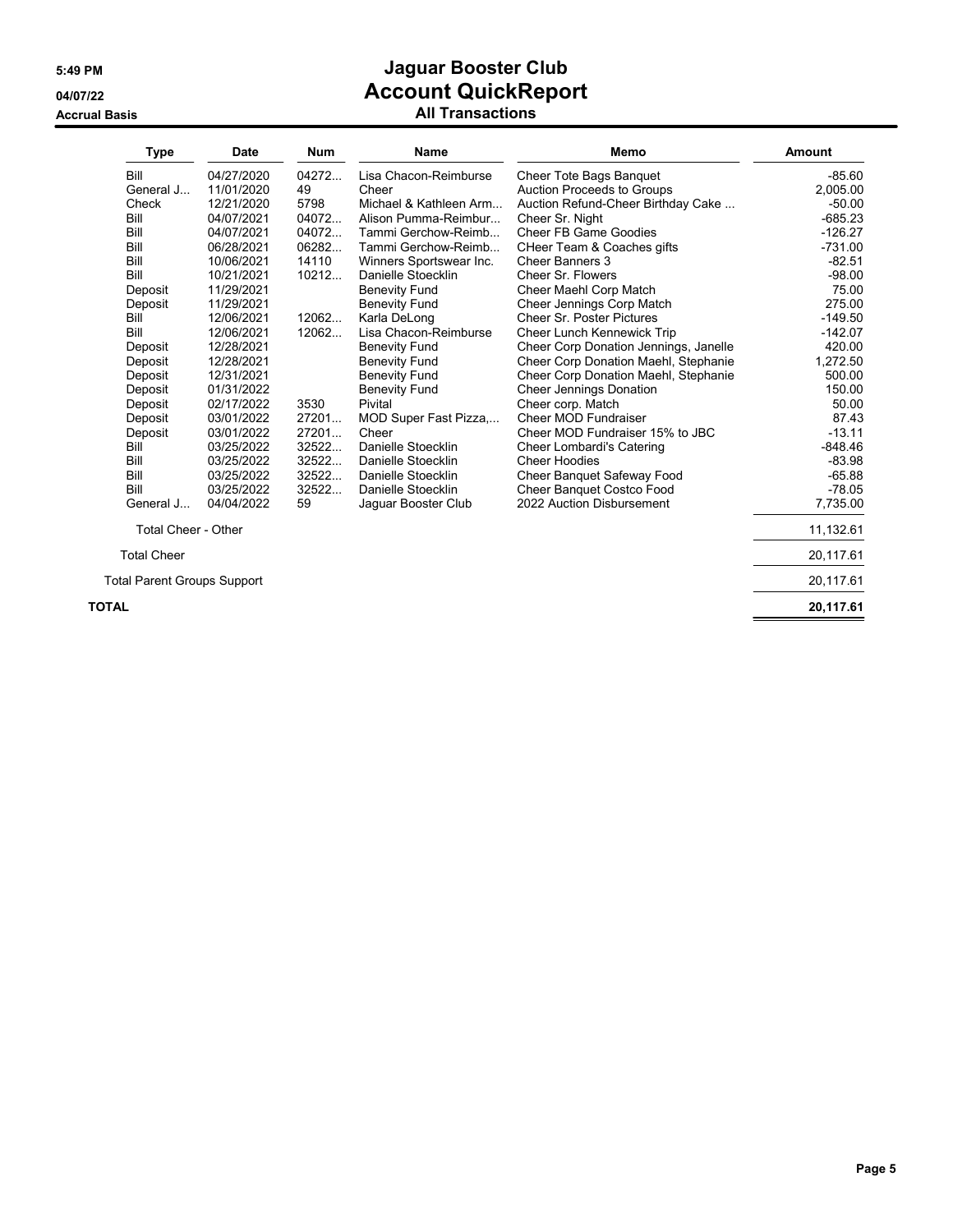5:49 PM
04/07/22
Accrual Basis

# Jaguar Booster Club
## Account QuickReport
### All Transactions

| Type | Date | Num | Name | Memo | Amount |
|---|---|---|---|---|---|
| Bill | 04/27/2020 | 04272... | Lisa Chacon-Reimburse | Cheer Tote Bags Banquet | -85.60 |
| General J... | 11/01/2020 | 49 | Cheer | Auction Proceeds to Groups | 2,005.00 |
| Check | 12/21/2020 | 5798 | Michael & Kathleen Arm... | Auction Refund-Cheer Birthday Cake ... | -50.00 |
| Bill | 04/07/2021 | 04072... | Alison Pumma-Reimbur... | Cheer Sr. Night | -685.23 |
| Bill | 04/07/2021 | 04072... | Tammi Gerchow-Reimb... | Cheer FB Game Goodies | -126.27 |
| Bill | 06/28/2021 | 06282... | Tammi Gerchow-Reimb... | CHeer Team & Coaches gifts | -731.00 |
| Bill | 10/06/2021 | 14110 | Winners Sportswear Inc. | Cheer Banners 3 | -82.51 |
| Bill | 10/21/2021 | 10212... | Danielle Stoecklin | Cheer Sr. Flowers | -98.00 |
| Deposit | 11/29/2021 | | Benevity Fund | Cheer Maehl Corp Match | 75.00 |
| Deposit | 11/29/2021 | | Benevity Fund | Cheer Jennings Corp Match | 275.00 |
| Bill | 12/06/2021 | 12062... | Karla DeLong | Cheer Sr. Poster Pictures | -149.50 |
| Bill | 12/06/2021 | 12062... | Lisa Chacon-Reimburse | Cheer Lunch Kennewick Trip | -142.07 |
| Deposit | 12/28/2021 | | Benevity Fund | Cheer Corp Donation Jennings, Janelle | 420.00 |
| Deposit | 12/28/2021 | | Benevity Fund | Cheer Corp Donation Maehl, Stephanie | 1,272.50 |
| Deposit | 12/31/2021 | | Benevity Fund | Cheer Corp Donation Maehl, Stephanie | 500.00 |
| Deposit | 01/31/2022 | | Benevity Fund | Cheer Jennings Donation | 150.00 |
| Deposit | 02/17/2022 | 3530 | Pivital | Cheer corp. Match | 50.00 |
| Deposit | 03/01/2022 | 27201... | MOD Super Fast Pizza,... | Cheer MOD Fundraiser | 87.43 |
| Deposit | 03/01/2022 | 27201... | Cheer | Cheer MOD Fundraiser 15% to JBC | -13.11 |
| Bill | 03/25/2022 | 32522... | Danielle Stoecklin | Cheer Lombardi's Catering | -848.46 |
| Bill | 03/25/2022 | 32522... | Danielle Stoecklin | Cheer Hoodies | -83.98 |
| Bill | 03/25/2022 | 32522... | Danielle Stoecklin | Cheer Banquet Safeway Food | -65.88 |
| Bill | 03/25/2022 | 32522... | Danielle Stoecklin | Cheer Banquet Costco Food | -78.05 |
| General J... | 04/04/2022 | 59 | Jaguar Booster Club | 2022 Auction Disbursement | 7,735.00 |
| Total Cheer - Other | | | | | 11,132.61 |
| Total Cheer | | | | | 20,117.61 |
| Total Parent Groups Support | | | | | 20,117.61 |
| **TOTAL** | | | | | **20,117.61** |